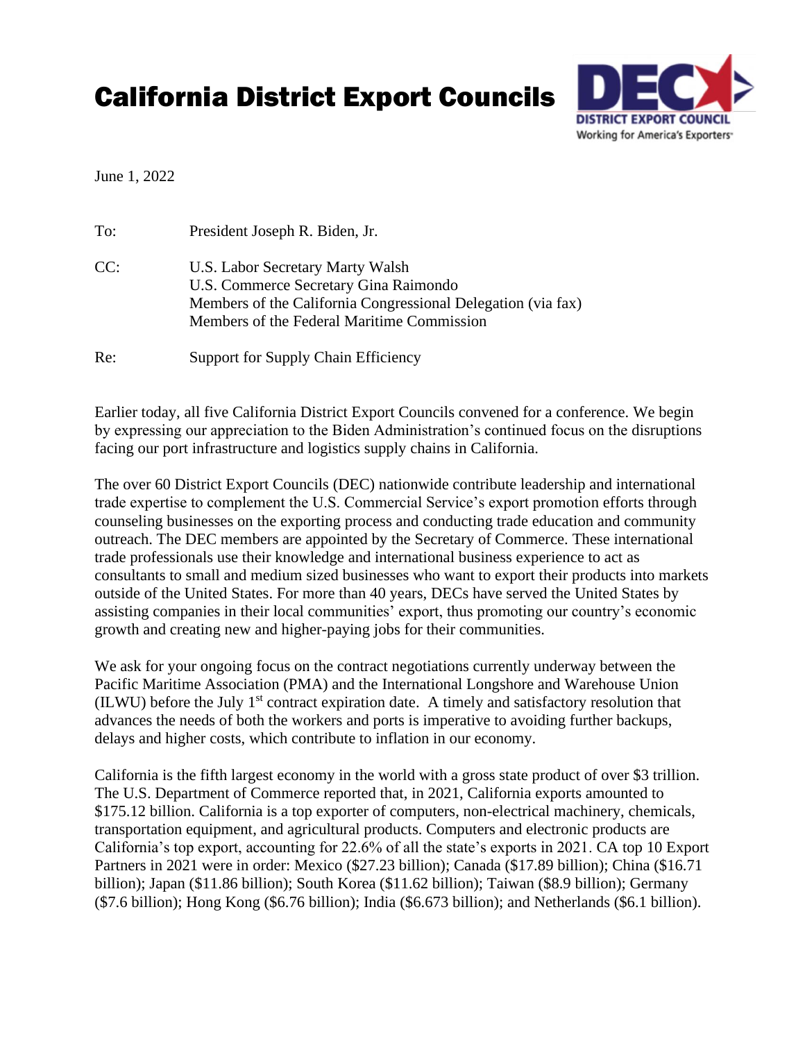# California District Export Councils

DISTRICT EXPORT COUNCIL
Working for America's Exporters

June 1, 2022

To: President Joseph R. Biden, Jr.

CC: U.S. Labor Secretary Marty Walsh
U.S. Commerce Secretary Gina Raimondo
Members of the California Congressional Delegation (via fax)
Members of the Federal Maritime Commission

Re: Support for Supply Chain Efficiency

Earlier today, all five California District Export Councils convened for a conference. We begin by expressing our appreciation to the Biden Administration's continued focus on the disruptions facing our port infrastructure and logistics supply chains in California.

The over 60 District Export Councils (DEC) nationwide contribute leadership and international trade expertise to complement the U.S. Commercial Service's export promotion efforts through counseling businesses on the exporting process and conducting trade education and community outreach. The DEC members are appointed by the Secretary of Commerce. These international trade professionals use their knowledge and international business experience to act as consultants to small and medium sized businesses who want to export their products into markets outside of the United States. For more than 40 years, DECs have served the United States by assisting companies in their local communities' export, thus promoting our country's economic growth and creating new and higher-paying jobs for their communities.

We ask for your ongoing focus on the contract negotiations currently underway between the Pacific Maritime Association (PMA) and the International Longshore and Warehouse Union (ILWU) before the July 1st contract expiration date. A timely and satisfactory resolution that advances the needs of both the workers and ports is imperative to avoiding further backups, delays and higher costs, which contribute to inflation in our economy.

California is the fifth largest economy in the world with a gross state product of over $3 trillion. The U.S. Department of Commerce reported that, in 2021, California exports amounted to $175.12 billion. California is a top exporter of computers, non-electrical machinery, chemicals, transportation equipment, and agricultural products. Computers and electronic products are California's top export, accounting for 22.6% of all the state's exports in 2021. CA top 10 Export Partners in 2021 were in order: Mexico ($27.23 billion); Canada ($17.89 billion); China ($16.71 billion); Japan ($11.86 billion); South Korea ($11.62 billion); Taiwan ($8.9 billion); Germany ($7.6 billion); Hong Kong ($6.76 billion); India ($6.673 billion); and Netherlands ($6.1 billion).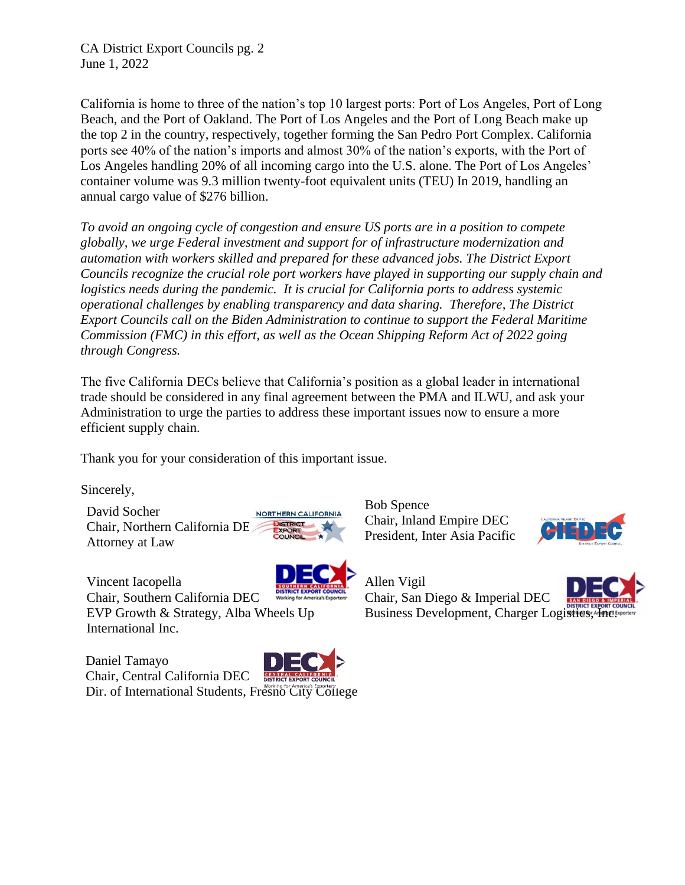California is home to three of the nation's top 10 largest ports: Port of Los Angeles, Port of Long Beach, and the Port of Oakland. The Port of Los Angeles and the Port of Long Beach make up the top 2 in the country, respectively, together forming the San Pedro Port Complex. California ports see 40% of the nation's imports and almost 30% of the nation's exports, with the Port of Los Angeles handling 20% of all incoming cargo into the U.S. alone. The Port of Los Angeles' container volume was 9.3 million twenty-foot equivalent units (TEU) In 2019, handling an annual cargo value of $276 billion.

*To avoid an ongoing cycle of congestion and ensure US ports are in a position to compete globally, we urge Federal investment and support for of infrastructure modernization and automation with workers skilled and prepared for these advanced jobs. The District Export Councils recognize the crucial role port workers have played in supporting our supply chain and logistics needs during the pandemic. It is crucial for California ports to address systemic operational challenges by enabling transparency and data sharing. Therefore, The District Export Councils call on the Biden Administration to continue to support the Federal Maritime Commission (FMC) in this effort, as well as the Ocean Shipping Reform Act of 2022 going through Congress.*

The five California DECs believe that California's position as a global leader in international trade should be considered in any final agreement between the PMA and ILWU, and ask your Administration to urge the parties to address these important issues now to ensure a more efficient supply chain.

Thank you for your consideration of this important issue.

Sincerely,

David Socher
Chair, Northern California DEC
Attorney at Law

Bob Spence
Chair, Inland Empire DEC
President, Inter Asia Pacific

Vincent Iacopella
Chair, Southern California DEC
EVP Growth & Strategy, Alba Wheels Up International Inc.

Allen Vigil
Chair, San Diego & Imperial DEC
Business Development, Charger Logistics, Inc.

Daniel Tamayo
Chair, Central California DEC
Dir. of International Students, Fresno City College